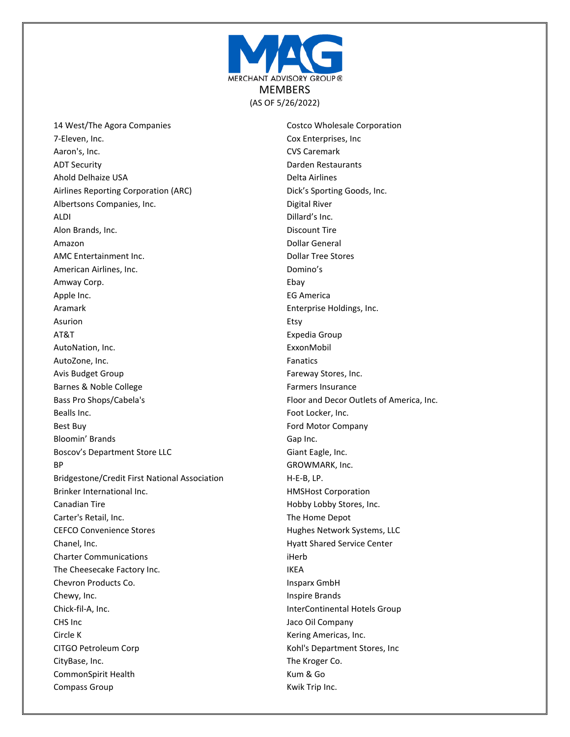# MERCHANT ADVISORY GROUP®

## MEMBERS

(AS OF 5/26/2022)

14 West/The Agora Companies
7-Eleven, Inc.
Aaron's, Inc.
ADT Security
Ahold Delhaize USA
Airlines Reporting Corporation (ARC)
Albertsons Companies, Inc.
ALDI
Alon Brands, Inc.
Amazon
AMC Entertainment Inc.
American Airlines, Inc.
Amway Corp.
Apple Inc.
Aramark
Asurion
AT&T
AutoNation, Inc.
AutoZone, Inc.
Avis Budget Group
Barnes & Noble College
Bass Pro Shops/Cabela's
Bealls Inc.
Best Buy
Bloomin' Brands
Boscov's Department Store LLC
BP
Bridgestone/Credit First National Association
Brinker International Inc.
Canadian Tire
Carter's Retail, Inc.
CEFCO Convenience Stores
Chanel, Inc.
Charter Communications
The Cheesecake Factory Inc.
Chevron Products Co.
Chewy, Inc.
Chick-fil-A, Inc.
CHS Inc
Circle K
CITGO Petroleum Corp
CityBase, Inc.
CommonSpirit Health
Compass Group
Costco Wholesale Corporation
Cox Enterprises, Inc
CVS Caremark
Darden Restaurants
Delta Airlines
Dick's Sporting Goods, Inc.
Digital River
Dillard's Inc.
Discount Tire
Dollar General
Dollar Tree Stores
Domino's
Ebay
EG America
Enterprise Holdings, Inc.
Etsy
Expedia Group
ExxonMobil
Fanatics
Fareway Stores, Inc.
Farmers Insurance
Floor and Decor Outlets of America, Inc.
Foot Locker, Inc.
Ford Motor Company
Gap Inc.
Giant Eagle, Inc.
GROWMARK, Inc.
H-E-B, LP.
HMSHost Corporation
Hobby Lobby Stores, Inc.
The Home Depot
Hughes Network Systems, LLC
Hyatt Shared Service Center
iHerb
IKEA
Insparx GmbH
Inspire Brands
InterContinental Hotels Group
Jaco Oil Company
Kering Americas, Inc.
Kohl's Department Stores, Inc
The Kroger Co.
Kum & Go
Kwik Trip Inc.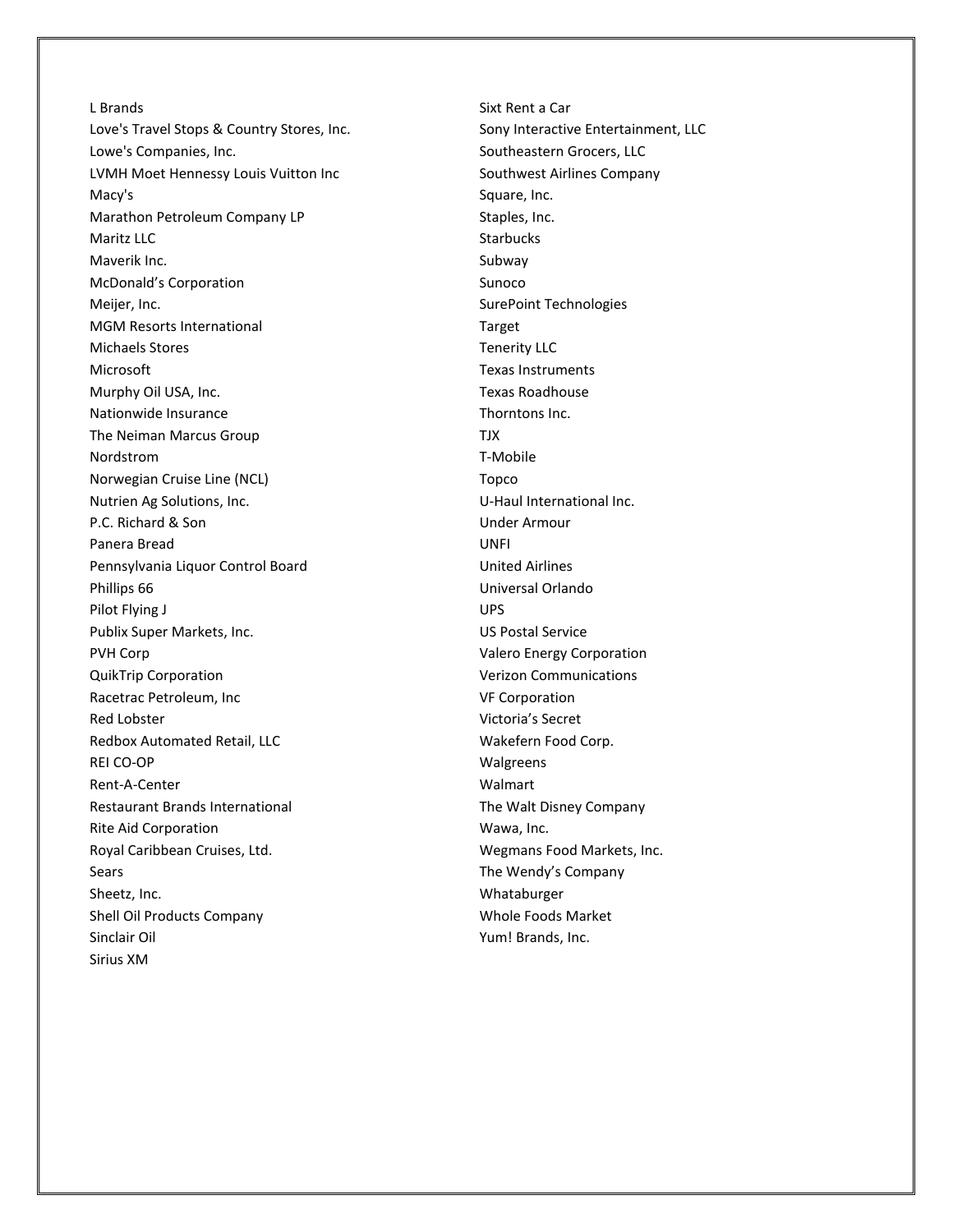L Brands
Love's Travel Stops & Country Stores, Inc.
Lowe's Companies, Inc.
LVMH Moet Hennessy Louis Vuitton Inc
Macy's
Marathon Petroleum Company LP
Maritz LLC
Maverik Inc.
McDonald’s Corporation
Meijer, Inc.
MGM Resorts International
Michaels Stores
Microsoft
Murphy Oil USA, Inc.
Nationwide Insurance
The Neiman Marcus Group
Nordstrom
Norwegian Cruise Line (NCL)
Nutrien Ag Solutions, Inc.
P.C. Richard & Son
Panera Bread
Pennsylvania Liquor Control Board
Phillips 66
Pilot Flying J
Publix Super Markets, Inc.
PVH Corp
QuikTrip Corporation
Racetrac Petroleum, Inc
Red Lobster
Redbox Automated Retail, LLC
REI CO-OP
Rent-A-Center
Restaurant Brands International
Rite Aid Corporation
Royal Caribbean Cruises, Ltd.
Sears
Sheetz, Inc.
Shell Oil Products Company
Sinclair Oil
Sirius XM
Sixt Rent a Car
Sony Interactive Entertainment, LLC
Southeastern Grocers, LLC
Southwest Airlines Company
Square, Inc.
Staples, Inc.
Starbucks
Subway
Sunoco
SurePoint Technologies
Target
Tenerity LLC
Texas Instruments
Texas Roadhouse
Thorntons Inc.
TJX
T-Mobile
Topco
U-Haul International Inc.
Under Armour
UNFI
United Airlines
Universal Orlando
UPS
US Postal Service
Valero Energy Corporation
Verizon Communications
VF Corporation
Victoria’s Secret
Wakefern Food Corp.
Walgreens
Walmart
The Walt Disney Company
Wawa, Inc.
Wegmans Food Markets, Inc.
The Wendy’s Company
Whataburger
Whole Foods Market
Yum! Brands, Inc.